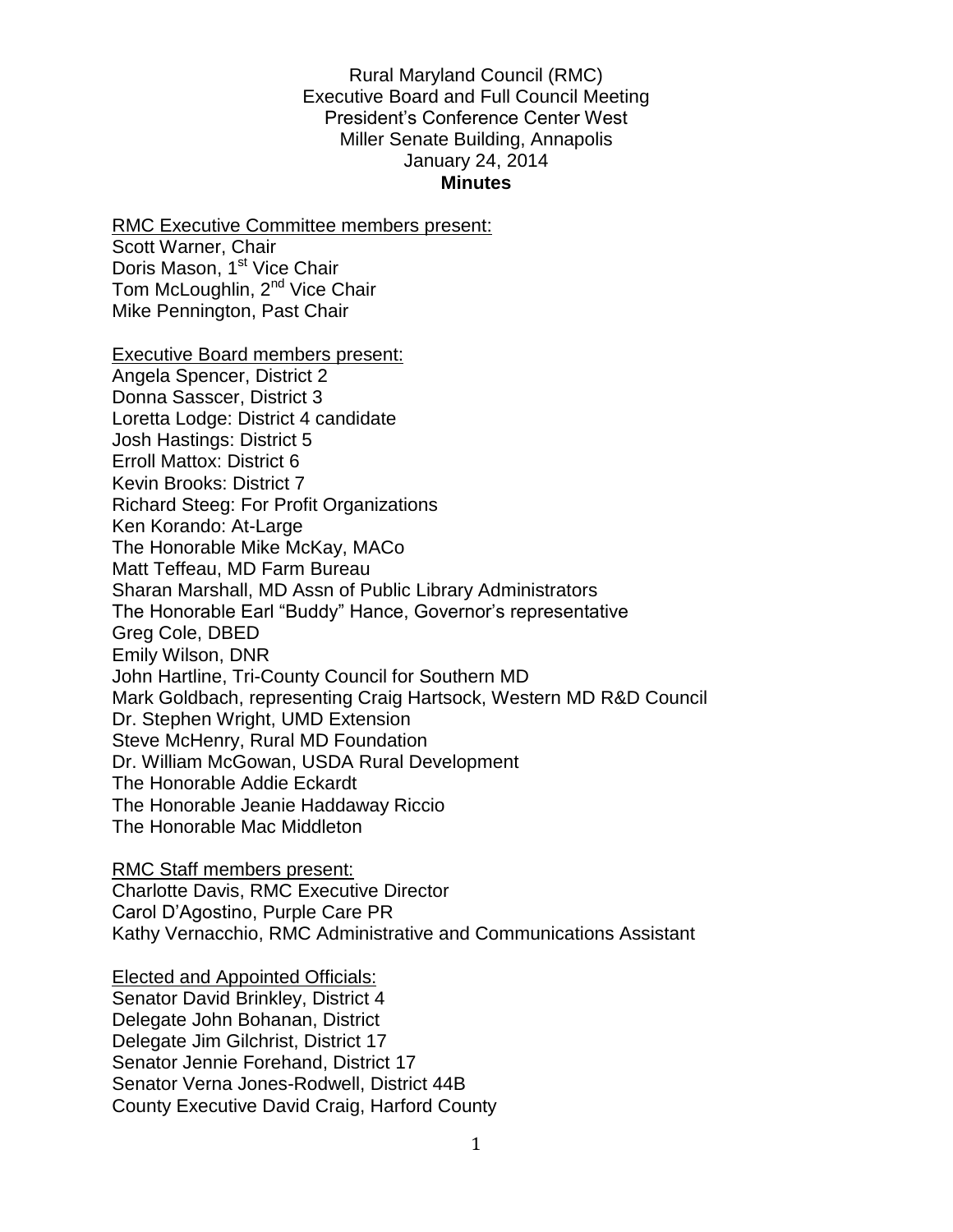Rural Maryland Council (RMC)
Executive Board and Full Council Meeting
President's Conference Center West
Miller Senate Building, Annapolis
January 24, 2014

**Minutes**

RMC Executive Committee members present:
Scott Warner, Chair
Doris Mason, 1st Vice Chair
Tom McLoughlin, 2nd Vice Chair
Mike Pennington, Past Chair

Executive Board members present:
Angela Spencer, District 2
Donna Sasscer, District 3
Loretta Lodge: District 4 candidate
Josh Hastings: District 5
Erroll Mattox: District 6
Kevin Brooks: District 7
Richard Steeg: For Profit Organizations
Ken Korando: At-Large
The Honorable Mike McKay, MACo
Matt Teffeau, MD Farm Bureau
Sharan Marshall, MD Assn of Public Library Administrators
The Honorable Earl "Buddy" Hance, Governor's representative
Greg Cole, DBED
Emily Wilson, DNR
John Hartline, Tri-County Council for Southern MD
Mark Goldbach, representing Craig Hartsock, Western MD R&D Council
Dr. Stephen Wright, UMD Extension
Steve McHenry, Rural MD Foundation
Dr. William McGowan, USDA Rural Development
The Honorable Addie Eckardt
The Honorable Jeanie Haddaway Riccio
The Honorable Mac Middleton

RMC Staff members present:
Charlotte Davis, RMC Executive Director
Carol D'Agostino, Purple Care PR
Kathy Vernacchio, RMC Administrative and Communications Assistant

Elected and Appointed Officials:
Senator David Brinkley, District 4
Delegate John Bohanan, District
Delegate Jim Gilchrist, District 17
Senator Jennie Forehand, District 17
Senator Verna Jones-Rodwell, District 44B
County Executive David Craig, Harford County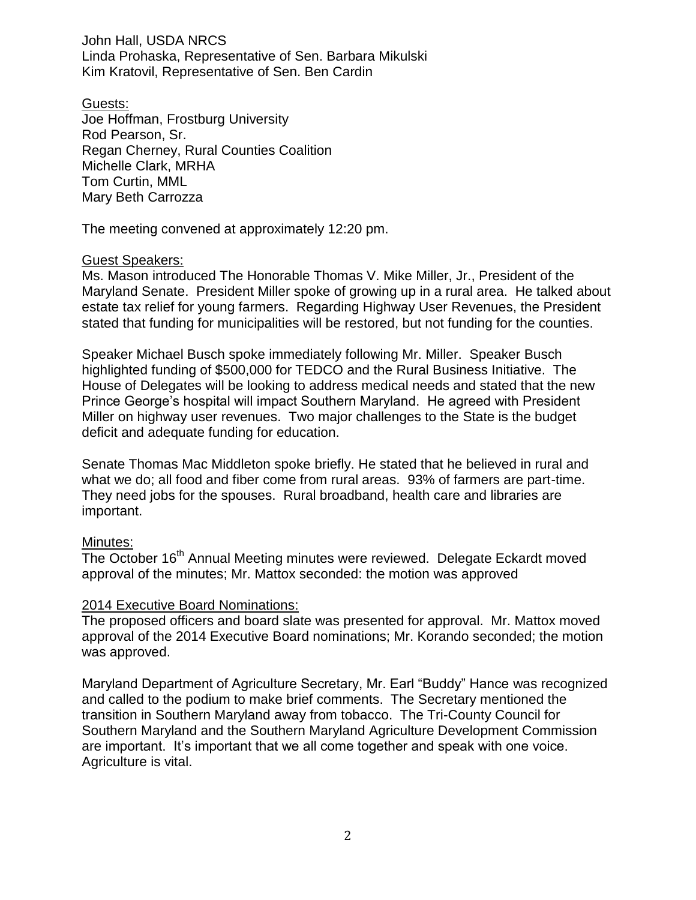John Hall, USDA NRCS
Linda Prohaska, Representative of Sen. Barbara Mikulski
Kim Kratovil, Representative of Sen. Ben Cardin

Guests:
Joe Hoffman, Frostburg University
Rod Pearson, Sr.
Regan Cherney, Rural Counties Coalition
Michelle Clark, MRHA
Tom Curtin, MML
Mary Beth Carrozza

The meeting convened at approximately 12:20 pm.

Guest Speakers:

Ms. Mason introduced The Honorable Thomas V. Mike Miller, Jr., President of the Maryland Senate. President Miller spoke of growing up in a rural area. He talked about estate tax relief for young farmers. Regarding Highway User Revenues, the President stated that funding for municipalities will be restored, but not funding for the counties.

Speaker Michael Busch spoke immediately following Mr. Miller. Speaker Busch highlighted funding of $500,000 for TEDCO and the Rural Business Initiative. The House of Delegates will be looking to address medical needs and stated that the new Prince George's hospital will impact Southern Maryland. He agreed with President Miller on highway user revenues. Two major challenges to the State is the budget deficit and adequate funding for education.

Senate Thomas Mac Middleton spoke briefly. He stated that he believed in rural and what we do; all food and fiber come from rural areas. 93% of farmers are part-time. They need jobs for the spouses. Rural broadband, health care and libraries are important.

Minutes:

The October 16th Annual Meeting minutes were reviewed. Delegate Eckardt moved approval of the minutes; Mr. Mattox seconded: the motion was approved

2014 Executive Board Nominations:

The proposed officers and board slate was presented for approval. Mr. Mattox moved approval of the 2014 Executive Board nominations; Mr. Korando seconded; the motion was approved.

Maryland Department of Agriculture Secretary, Mr. Earl "Buddy" Hance was recognized and called to the podium to make brief comments. The Secretary mentioned the transition in Southern Maryland away from tobacco. The Tri-County Council for Southern Maryland and the Southern Maryland Agriculture Development Commission are important. It's important that we all come together and speak with one voice. Agriculture is vital.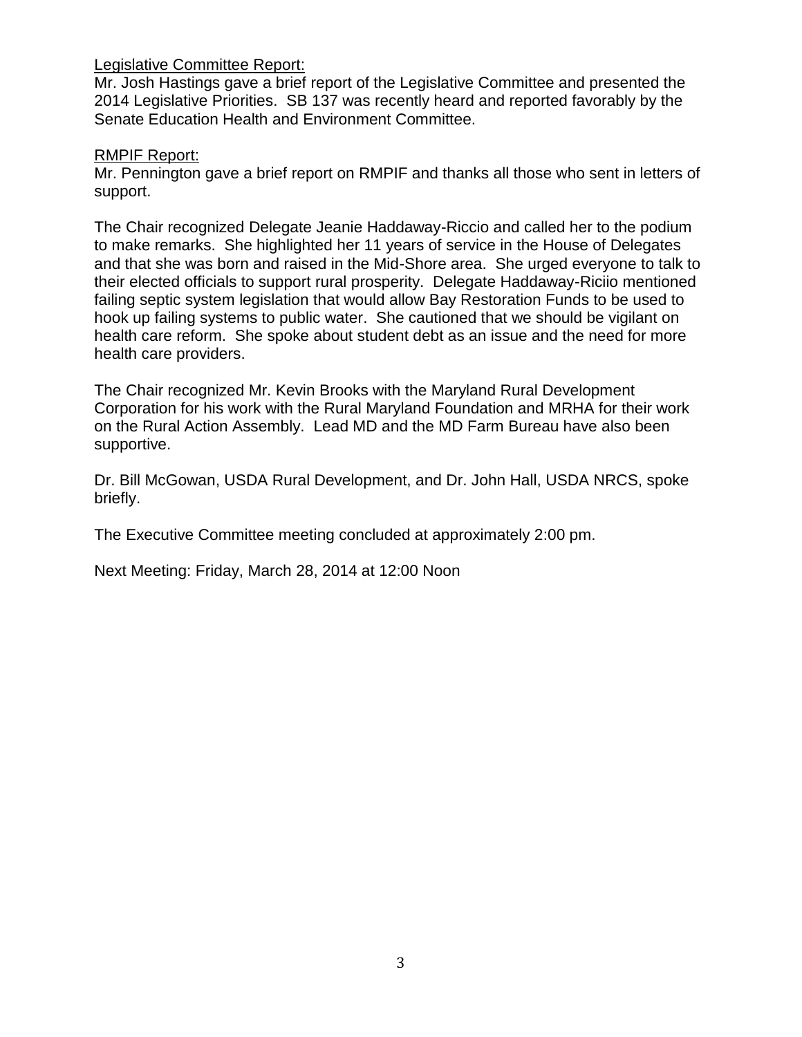Legislative Committee Report:

Mr. Josh Hastings gave a brief report of the Legislative Committee and presented the 2014 Legislative Priorities. SB 137 was recently heard and reported favorably by the Senate Education Health and Environment Committee.

RMPIF Report:

Mr. Pennington gave a brief report on RMPIF and thanks all those who sent in letters of support.

The Chair recognized Delegate Jeanie Haddaway-Riccio and called her to the podium to make remarks. She highlighted her 11 years of service in the House of Delegates and that she was born and raised in the Mid-Shore area. She urged everyone to talk to their elected officials to support rural prosperity. Delegate Haddaway-Riciio mentioned failing septic system legislation that would allow Bay Restoration Funds to be used to hook up failing systems to public water. She cautioned that we should be vigilant on health care reform. She spoke about student debt as an issue and the need for more health care providers.

The Chair recognized Mr. Kevin Brooks with the Maryland Rural Development Corporation for his work with the Rural Maryland Foundation and MRHA for their work on the Rural Action Assembly. Lead MD and the MD Farm Bureau have also been supportive.

Dr. Bill McGowan, USDA Rural Development, and Dr. John Hall, USDA NRCS, spoke briefly.

The Executive Committee meeting concluded at approximately 2:00 pm.

Next Meeting: Friday, March 28, 2014 at 12:00 Noon